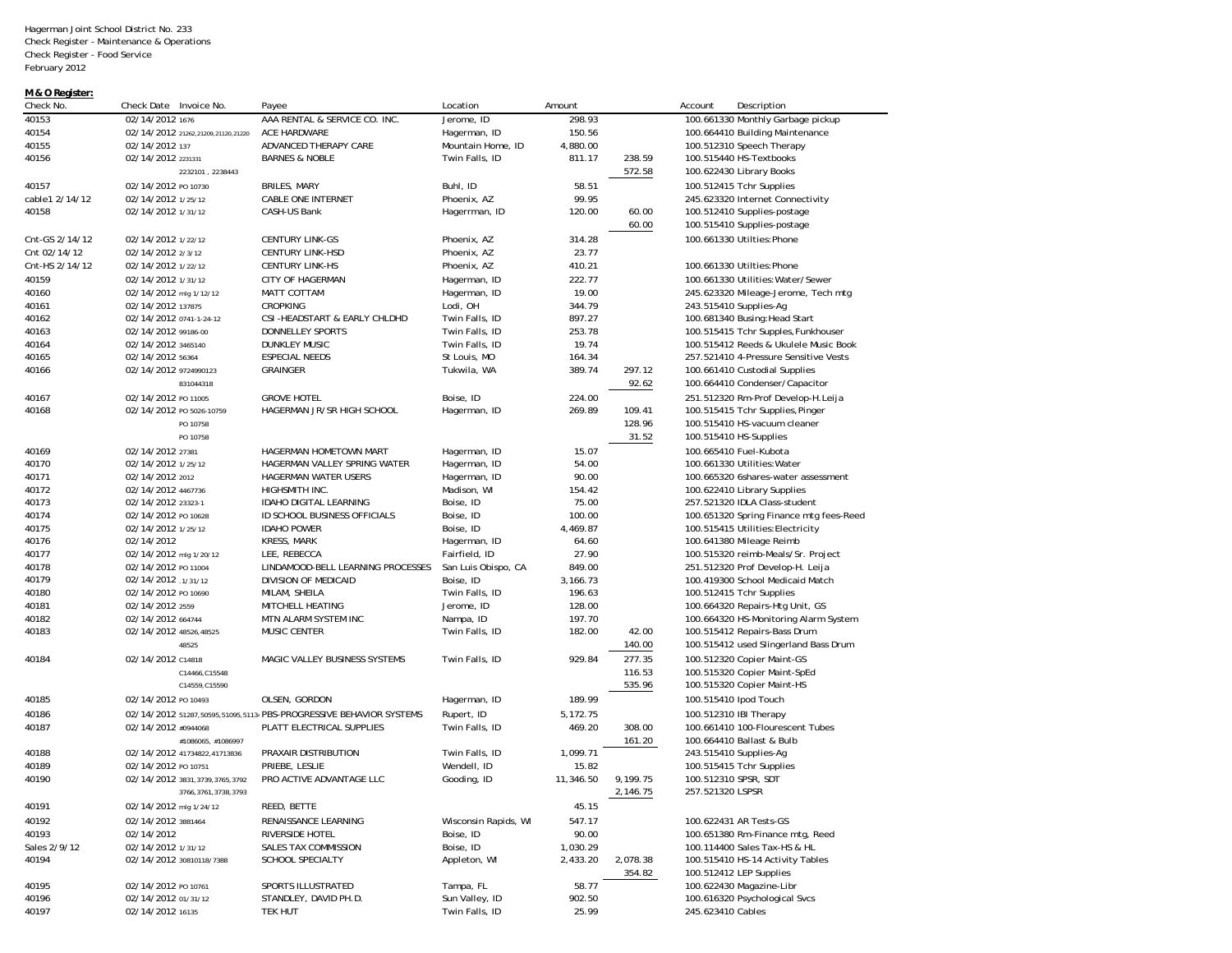Hagerman Joint School District No. 233
Check Register - Maintenance & Operations
Check Register - Food Service
February 2012

**M&O Register:**

| Check No. | Check Date | Invoice No. | Payee | Location | Amount | | Account | Description |
|---|---|---|---|---|---|---|---|---|
| 40153 | 02/14/2012 | 1676 | AAA RENTAL & SERVICE CO. INC. | Jerome, ID | 298.93 | | 100.661330 | Monthly Garbage pickup |
| 40154 | 02/14/2012 | 21262,21209,21120,21220 | ACE HARDWARE | Hagerman, ID | 150.56 | | 100.664410 | Building Maintenance |
| 40155 | 02/14/2012 | 137 | ADVANCED THERAPY CARE | Mountain Home, ID | 4,880.00 | | 100.512310 | Speech Therapy |
| 40156 | 02/14/2012 | 2231331 | BARNES & NOBLE | Twin Falls, ID | 811.17 | 238.59 | 100.515440 | HS-Textbooks |
| | | 2232101 , 2238443 | | | | 572.58 | 100.622430 | Library Books |
| 40157 | 02/14/2012 | PO 10730 | BRILES, MARY | Buhl, ID | 58.51 | | 100.512415 | Tchr Supplies |
| cable1 2/14/12 | 02/14/2012 | 1/25/12 | CABLE ONE INTERNET | Phoenix, AZ | 99.95 | | 245.623320 | Internet Connectivity |
| 40158 | 02/14/2012 | 1/31/12 | CASH-US Bank | Hagerrman, ID | 120.00 | 60.00 | 100.512410 | Supplies-postage |
| | | | | | | 60.00 | 100.515410 | Supplies-postage |
| Cnt-GS 2/14/12 | 02/14/2012 | 1/22/12 | CENTURY LINK-GS | Phoenix, AZ | 314.28 | | 100.661330 | Utilties:Phone |
| Cnt 02/14/12 | 02/14/2012 | 2/3/12 | CENTURY LINK-HSD | Phoenix, AZ | 23.77 | | | |
| Cnt-HS 2/14/12 | 02/14/2012 | 1/22/12 | CENTURY LINK-HS | Phoenix, AZ | 410.21 | | 100.661330 | Utilties:Phone |
| 40159 | 02/14/2012 | 1/31/12 | CITY OF HAGERMAN | Hagerman, ID | 222.77 | | 100.661330 | Utilities:Water/Sewer |
| 40160 | 02/14/2012 | mlg 1/12/12 | MATT COTTAM | Hagerman, ID | 19.00 | | 245.623320 | Mileage-Jerome, Tech mtg |
| 40161 | 02/14/2012 | 137875 | CROPKING | Lodi, OH | 344.79 | | 243.515410 | Supplies-Ag |
| 40162 | 02/14/2012 | 0741-1-24-12 | CSI -HEADSTART & EARLY CHLDHD | Twin Falls, ID | 897.27 | | 100.681340 | Busing:Head Start |
| 40163 | 02/14/2012 | 99186-00 | DONNELLEY SPORTS | Twin Falls, ID | 253.78 | | 100.515415 | Tchr Supples,Funkhouser |
| 40164 | 02/14/2012 | 3465140 | DUNKLEY MUSIC | Twin Falls, ID | 19.74 | | 100.515412 | Reeds & Ukulele Music Book |
| 40165 | 02/14/2012 | 56364 | ESPECIAL NEEDS | St Louis, MO | 164.34 | | 257.521410 | 4-Pressure Sensitive Vests |
| 40166 | 02/14/2012 | 9724990123 | GRAINGER | Tukwila, WA | 389.74 | 297.12 | 100.661410 | Custodial Supplies |
| | | 831044318 | | | | 92.62 | 100.664410 | Condenser/Capacitor |
| 40167 | 02/14/2012 | PO 11005 | GROVE HOTEL | Boise, ID | 224.00 | | 251.512320 | Rm-Prof Develop-H.Leija |
| 40168 | 02/14/2012 | PO 5026-10759 | HAGERMAN JR/SR HIGH SCHOOL | Hagerman, ID | 269.89 | 109.41 | 100.515415 | Tchr Supplies,Pinger |
| | | PO 10758 | | | | 128.96 | 100.515410 | HS-vacuum cleaner |
| | | PO 10758 | | | | 31.52 | 100.515410 | HS-Supplies |
| 40169 | 02/14/2012 | 27381 | HAGERMAN HOMETOWN MART | Hagerman, ID | 15.07 | | 100.665410 | Fuel-Kubota |
| 40170 | 02/14/2012 | 1/25/12 | HAGERMAN VALLEY SPRING WATER | Hagerman, ID | 54.00 | | 100.661330 | Utilities:Water |
| 40171 | 02/14/2012 | 2012 | HAGERMAN WATER USERS | Hagerman, ID | 90.00 | | 100.665320 | 6shares-water assessment |
| 40172 | 02/14/2012 | 4467736 | HIGHSMITH INC. | Madison, WI | 154.42 | | 100.622410 | Library Supplies |
| 40173 | 02/14/2012 | 23323-1 | IDAHO DIGITAL LEARNING | Boise, ID | 75.00 | | 257.521320 | IDLA Class-student |
| 40174 | 02/14/2012 | PO 10628 | ID SCHOOL BUSINESS OFFICIALS | Boise, ID | 100.00 | | 100.651320 | Spring Finance mtg fees-Reed |
| 40175 | 02/14/2012 | 1/25/12 | IDAHO POWER | Boise, ID | 4,469.87 | | 100.515415 | Utilities:Electricity |
| 40176 | 02/14/2012 | | KRESS, MARK | Hagerman, ID | 64.60 | | 100.641380 | Mileage Reimb |
| 40177 | 02/14/2012 | mlg 1/20/12 | LEE, REBECCA | Fairfield, ID | 27.90 | | 100.515320 | reimb-Meals/Sr. Project |
| 40178 | 02/14/2012 | PO 11004 | LINDAMOOD-BELL LEARNING PROCESSES | San Luis Obispo, CA | 849.00 | | 251.512320 | Prof Develop-H. Leija |
| 40179 | 02/14/2012 | .1/31/12 | DIVISION OF MEDICAID | Boise, ID | 3,166.73 | | 100.419300 | School Medicaid Match |
| 40180 | 02/14/2012 | PO 10690 | MILAM, SHEILA | Twin Falls, ID | 196.63 | | 100.512415 | Tchr Supplies |
| 40181 | 02/14/2012 | 2559 | MITCHELL HEATING | Jerome, ID | 128.00 | | 100.664320 | Repairs-Htg Unit, GS |
| 40182 | 02/14/2012 | 664744 | MTN ALARM SYSTEM INC | Nampa, ID | 197.70 | | 100.664320 | HS-Monitoring Alarm System |
| 40183 | 02/14/2012 | 48526,48525 | MUSIC CENTER | Twin Falls, ID | 182.00 | 42.00 | 100.515412 | Repairs-Bass Drum |
| | | 48525 | | | | 140.00 | 100.515412 | used Slingerland Bass Drum |
| 40184 | 02/14/2012 | C14818 | MAGIC VALLEY BUSINESS SYSTEMS | Twin Falls, ID | 929.84 | 277.35 | 100.512320 | Copier Maint-GS |
| | | C14466,C15548 | | | | 116.53 | 100.515320 | Copier Maint-SpEd |
| | | C14559,C15590 | | | | 535.96 | 100.515320 | Copier Maint-HS |
| 40185 | 02/14/2012 | PO 10493 | OLSEN, GORDON | Hagerman, ID | 189.99 | | 100.515410 | Ipod Touch |
| 40186 | 02/14/2012 | 51287,50595,51095,5113 | PBS-PROGRESSIVE BEHAVIOR SYSTEMS | Rupert, ID | 5,172.75 | | 100.512310 | IBI Therapy |
| 40187 | 02/14/2012 | #0944068 | PLATT ELECTRICAL SUPPLIES | Twin Falls, ID | 469.20 | 308.00 | 100.661410 | 100-Flourescent Tubes |
| | | #1086065, #1086997 | | | | 161.20 | 100.664410 | Ballast & Bulb |
| 40188 | 02/14/2012 | 41734822,41713836 | PRAXAIR DISTRIBUTION | Twin Falls, ID | 1,099.71 | | 243.515410 | Supplies-Ag |
| 40189 | 02/14/2012 | PO 10751 | PRIEBE, LESLIE | Wendell, ID | 15.82 | | 100.515415 | Tchr Supplies |
| 40190 | 02/14/2012 | 3831,3739,3765,3792 | PRO ACTIVE ADVANTAGE LLC | Gooding, ID | 11,346.50 | 9,199.75 | 100.512310 | SPSR, SDT |
| | | 3766,3761,3738,3793 | | | | 2,146.75 | 257.521320 | LSPSR |
| 40191 | 02/14/2012 | mlg 1/24/12 | REED, BETTE | | 45.15 | | | |
| 40192 | 02/14/2012 | 3881464 | RENAISSANCE LEARNING | Wisconsin Rapids, WI | 547.17 | | 100.622431 | AR Tests-GS |
| 40193 | 02/14/2012 | | RIVERSIDE HOTEL | Boise, ID | 90.00 | | 100.651380 | Rm-Finance mtg, Reed |
| Sales 2/9/12 | 02/14/2012 | 1/31/12 | SALES TAX COMMISSION | Boise, ID | 1,030.29 | | 100.114400 | Sales Tax-HS & HL |
| 40194 | 02/14/2012 | 30810118/7388 | SCHOOL SPECIALTY | Appleton, WI | 2,433.20 | 2,078.38 | 100.515410 | HS-14 Activity Tables |
| | | | | | | 354.82 | 100.512412 | LEP Supplies |
| 40195 | 02/14/2012 | PO 10761 | SPORTS ILLUSTRATED | Tampa, FL | 58.77 | | 100.622430 | Magazine-Libr |
| 40196 | 02/14/2012 | 01/31/12 | STANDLEY, DAVID PH.D. | Sun Valley, ID | 902.50 | | 100.616320 | Psychological Svcs |
| 40197 | 02/14/2012 | 16135 | TEK HUT | Twin Falls, ID | 25.99 | | 245.623410 | Cables |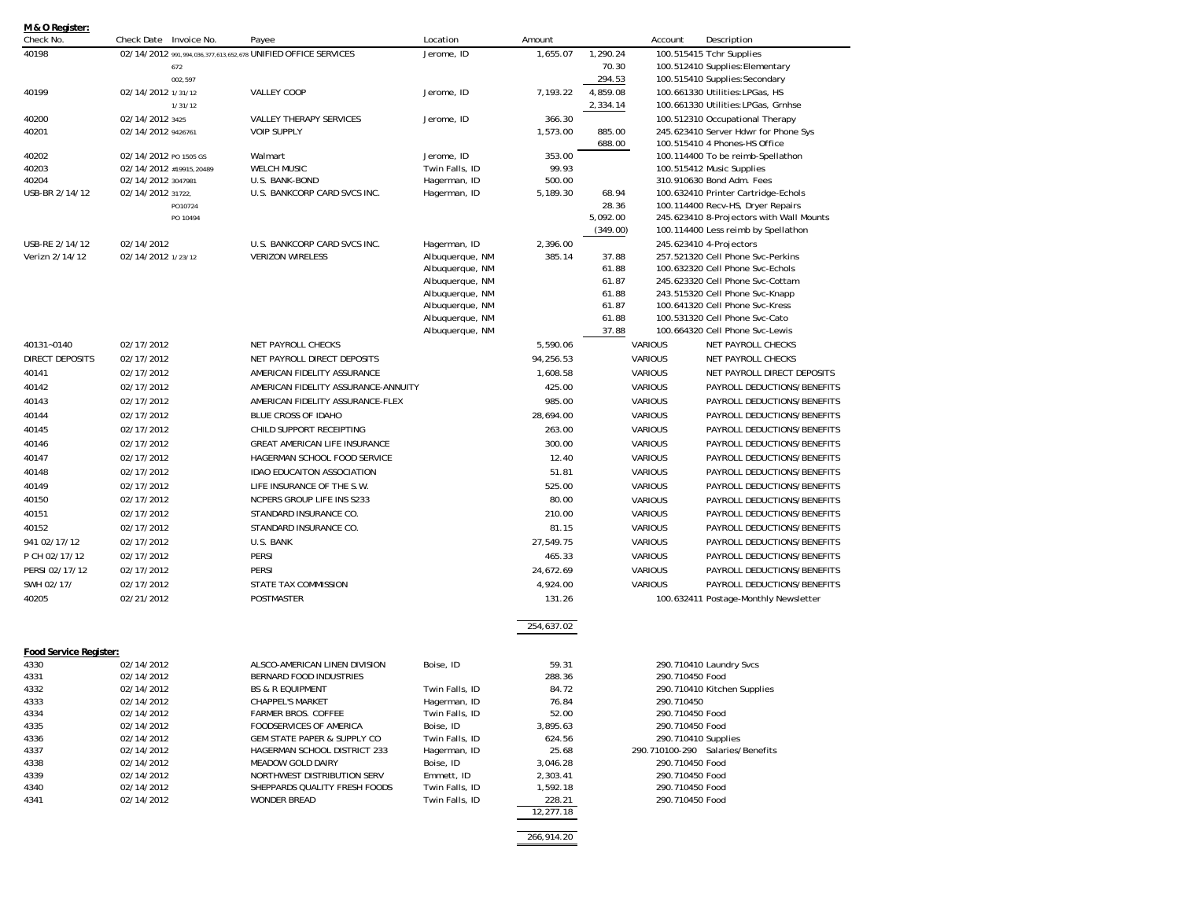**M&O Register:**

| Check No. | Check Date | Invoice No. | Payee | Location | Amount | | Account | Description |
|---|---|---|---|---|---|---|---|---|
| 40198 | 02/14/2012 | 991,994,036,377,613,652,678 | UNIFIED OFFICE SERVICES | Jerome, ID | 1,655.07 | 1,290.24 | 100.515415 | Tchr Supplies |
| | | 672 | | | | 70.30 | 100.512410 | Supplies:Elementary |
| | | 002,597 | | | | 294.53 | 100.515410 | Supplies:Secondary |
| 40199 | 02/14/2012 | 1/31/12 | VALLEY COOP | Jerome, ID | 7,193.22 | 4,859.08 | 100.661330 | Utilities:LPGas, HS |
| | | 1/31/12 | | | | 2,334.14 | 100.661330 | Utilities:LPGas, Grnhse |
| 40200 | 02/14/2012 | 3425 | VALLEY THERAPY SERVICES | Jerome, ID | 366.30 | | 100.512310 | Occupational Therapy |
| 40201 | 02/14/2012 | 9426761 | VOIP SUPPLY | | 1,573.00 | 885.00 | 245.623410 | Server Hdwr for Phone Sys |
| | | | | | | 688.00 | 100.515410 | 4 Phones-HS Office |
| 40202 | 02/14/2012 | PO 1505 GS | Walmart | Jerome, ID | 353.00 | | 100.114400 | To be reimb-Spellathon |
| 40203 | 02/14/2012 | #19915,20489 | WELCH MUSIC | Twin Falls, ID | 99.93 | | 100.515412 | Music Supplies |
| 40204 | 02/14/2012 | 3047981 | U.S. BANK-BOND | Hagerman, ID | 500.00 | | 310.910630 | Bond Adm. Fees |
| USB-BR 2/14/12 | 02/14/2012 | 31722, | U.S. BANKCORP CARD SVCS INC. | Hagerman, ID | 5,189.30 | 68.94 | 100.632410 | Printer Cartridge-Echols |
| | | PO10724 | | | | 28.36 | 100.114400 | Recv-HS, Dryer Repairs |
| | | PO 10494 | | | | 5,092.00 | 245.623410 | 8-Projectors with Wall Mounts |
| | | | | | | (349.00) | 100.114400 | Less reimb by Spellathon |
| USB-RE 2/14/12 | 02/14/2012 | | U.S. BANKCORP CARD SVCS INC. | Hagerman, ID | 2,396.00 | | 245.623410 | 4-Projectors |
| Verizn 2/14/12 | 02/14/2012 | 1/23/12 | VERIZON WIRELESS | Albuquerque, NM | 385.14 | 37.88 | 257.521320 | Cell Phone Svc-Perkins |
| | | | | Albuquerque, NM | | 61.88 | 100.632320 | Cell Phone Svc-Echols |
| | | | | Albuquerque, NM | | 61.87 | 245.623320 | Cell Phone Svc-Cottam |
| | | | | Albuquerque, NM | | 61.88 | 243.515320 | Cell Phone Svc-Knapp |
| | | | | Albuquerque, NM | | 61.87 | 100.641320 | Cell Phone Svc-Kress |
| | | | | Albuquerque, NM | | 61.88 | 100.531320 | Cell Phone Svc-Cato |
| | | | | Albuquerque, NM | | 37.88 | 100.664320 | Cell Phone Svc-Lewis |
| 40131-0140 | 02/17/2012 | | NET PAYROLL CHECKS | | 5,590.06 | | VARIOUS | NET PAYROLL CHECKS |
| DIRECT DEPOSITS | 02/17/2012 | | NET PAYROLL DIRECT DEPOSITS | | 94,256.53 | | VARIOUS | NET PAYROLL CHECKS |
| 40141 | 02/17/2012 | | AMERICAN FIDELITY ASSURANCE | | 1,608.58 | | VARIOUS | NET PAYROLL DIRECT DEPOSITS |
| 40142 | 02/17/2012 | | AMERICAN FIDELITY ASSURANCE-ANNUITY | | 425.00 | | VARIOUS | PAYROLL DEDUCTIONS/BENEFITS |
| 40143 | 02/17/2012 | | AMERICAN FIDELITY ASSURANCE-FLEX | | 985.00 | | VARIOUS | PAYROLL DEDUCTIONS/BENEFITS |
| 40144 | 02/17/2012 | | BLUE CROSS OF IDAHO | | 28,694.00 | | VARIOUS | PAYROLL DEDUCTIONS/BENEFITS |
| 40145 | 02/17/2012 | | CHILD SUPPORT RECEIPTING | | 263.00 | | VARIOUS | PAYROLL DEDUCTIONS/BENEFITS |
| 40146 | 02/17/2012 | | GREAT AMERICAN LIFE INSURANCE | | 300.00 | | VARIOUS | PAYROLL DEDUCTIONS/BENEFITS |
| 40147 | 02/17/2012 | | HAGERMAN SCHOOL FOOD SERVICE | | 12.40 | | VARIOUS | PAYROLL DEDUCTIONS/BENEFITS |
| 40148 | 02/17/2012 | | IDAO EDUCAITON ASSOCIATION | | 51.81 | | VARIOUS | PAYROLL DEDUCTIONS/BENEFITS |
| 40149 | 02/17/2012 | | LIFE INSURANCE OF THE S.W. | | 525.00 | | VARIOUS | PAYROLL DEDUCTIONS/BENEFITS |
| 40150 | 02/17/2012 | | NCPERS GROUP LIFE INS S233 | | 80.00 | | VARIOUS | PAYROLL DEDUCTIONS/BENEFITS |
| 40151 | 02/17/2012 | | STANDARD INSURANCE CO. | | 210.00 | | VARIOUS | PAYROLL DEDUCTIONS/BENEFITS |
| 40152 | 02/17/2012 | | STANDARD INSURANCE CO. | | 81.15 | | VARIOUS | PAYROLL DEDUCTIONS/BENEFITS |
| 941 02/17/12 | 02/17/2012 | | U.S. BANK | | 27,549.75 | | VARIOUS | PAYROLL DEDUCTIONS/BENEFITS |
| P CH 02/17/12 | 02/17/2012 | | PERSI | | 465.33 | | VARIOUS | PAYROLL DEDUCTIONS/BENEFITS |
| PERSI 02/17/12 | 02/17/2012 | | PERSI | | 24,672.69 | | VARIOUS | PAYROLL DEDUCTIONS/BENEFITS |
| SWH 02/17/ | 02/17/2012 | | STATE TAX COMMISSION | | 4,924.00 | | VARIOUS | PAYROLL DEDUCTIONS/BENEFITS |
| 40205 | 02/21/2012 | | POSTMASTER | | 131.26 | | 100.632411 | Postage-Monthly Newsletter |
| | | | | | 254,637.02 | | | |

**Food Service Register:**

| Check No. | Check Date | Payee | Location | Amount | Account | Description |
|---|---|---|---|---|---|---|
| 4330 | 02/14/2012 | ALSCO-AMERICAN LINEN DIVISION | Boise, ID | 59.31 | 290.710410 | Laundry Svcs |
| 4331 | 02/14/2012 | BERNARD FOOD INDUSTRIES | | 288.36 | 290.710450 | Food |
| 4332 | 02/14/2012 | BS & R EQUIPMENT | Twin Falls, ID | 84.72 | 290.710410 | Kitchen Supplies |
| 4333 | 02/14/2012 | CHAPPEL'S MARKET | Hagerman, ID | 76.84 | 290.710450 | |
| 4334 | 02/14/2012 | FARMER BROS. COFFEE | Twin Falls, ID | 52.00 | 290.710450 | Food |
| 4335 | 02/14/2012 | FOODSERVICES OF AMERICA | Boise, ID | 3,895.63 | 290.710450 | Food |
| 4336 | 02/14/2012 | GEM STATE PAPER & SUPPLY CO | Twin Falls, ID | 624.56 | 290.710410 | Supplies |
| 4337 | 02/14/2012 | HAGERMAN SCHOOL DISTRICT 233 | Hagerman, ID | 25.68 | 290.710100-290 | Salaries/Benefits |
| 4338 | 02/14/2012 | MEADOW GOLD DAIRY | Boise, ID | 3,046.28 | 290.710450 | Food |
| 4339 | 02/14/2012 | NORTHWEST DISTRIBUTION SERV | Emmett, ID | 2,303.41 | 290.710450 | Food |
| 4340 | 02/14/2012 | SHEPPARDS QUALITY FRESH FOODS | Twin Falls, ID | 1,592.18 | 290.710450 | Food |
| 4341 | 02/14/2012 | WONDER BREAD | Twin Falls, ID | 228.21 | 290.710450 | Food |
| | | | | 12,277.18 | | |
| | | | | 266,914.20 | | |